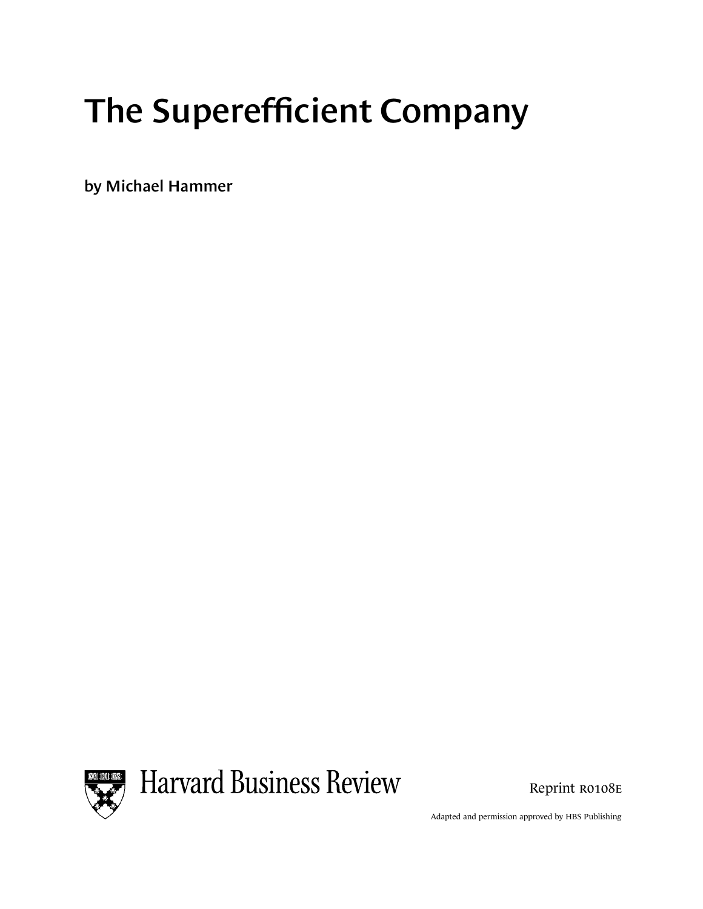# The Superefficient Company

**by Michael Hammer**

Harvard Business Review

Reprint R0108E

Adapted and permission approved by HBS Publishing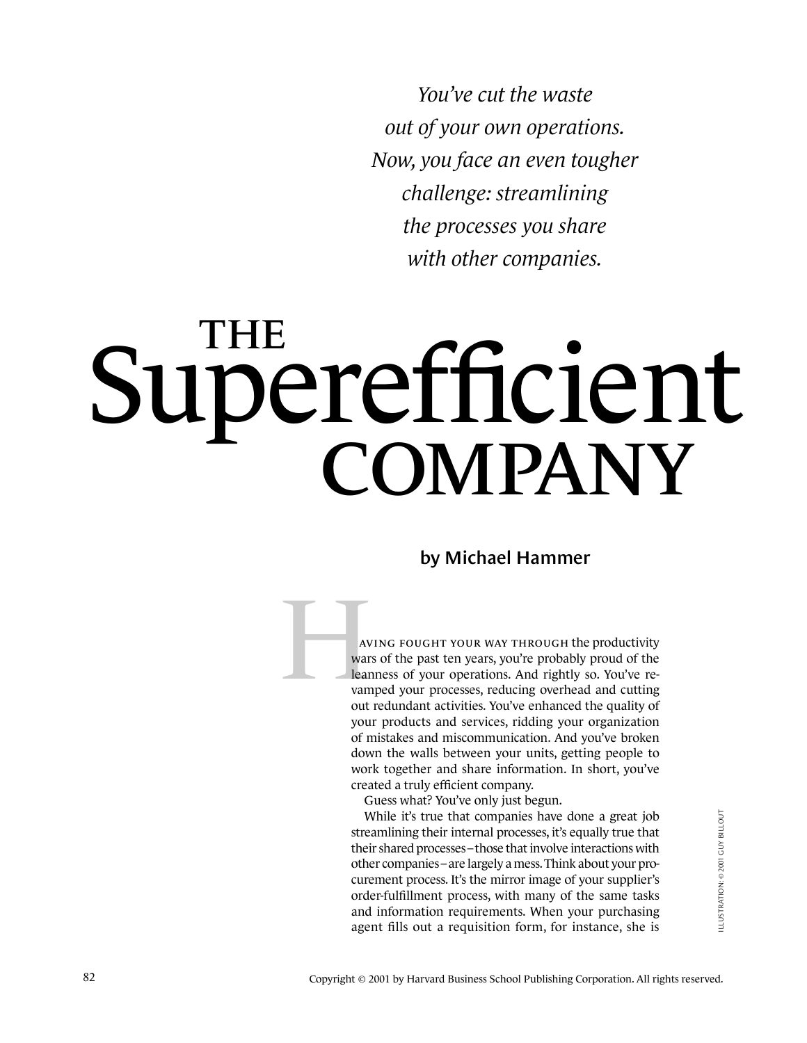*You've cut the waste out of your own operations. Now, you face an even tougher challenge: streamlining the processes you share with other companies.*

# THE Superefficient COMPANY

**by Michael Hammer**

Having fought your way through the productivity wars of the past ten years, you're probably proud of the leanness of your operations. And rightly so. You've revamped your processes, reducing overhead and cutting out redundant activities. You've enhanced the quality of your products and services, ridding your organization of mistakes and miscommunication. And you've broken down the walls between your units, getting people to work together and share information. In short, you've created a truly efficient company.

Guess what? You've only just begun.

While it's true that companies have done a great job streamlining their internal processes, it's equally true that their shared processes – those that involve interactions with other companies – are largely a mess. Think about your procurement process. It's the mirror image of your supplier's order-fulfillment process, with many of the same tasks and information requirements. When your purchasing agent fills out a requisition form, for instance, she is

ILLUSTRATION: © 2001 GUY BILLOUT

Copyright © 2001 by Harvard Business School Publishing Corporation. All rights reserved.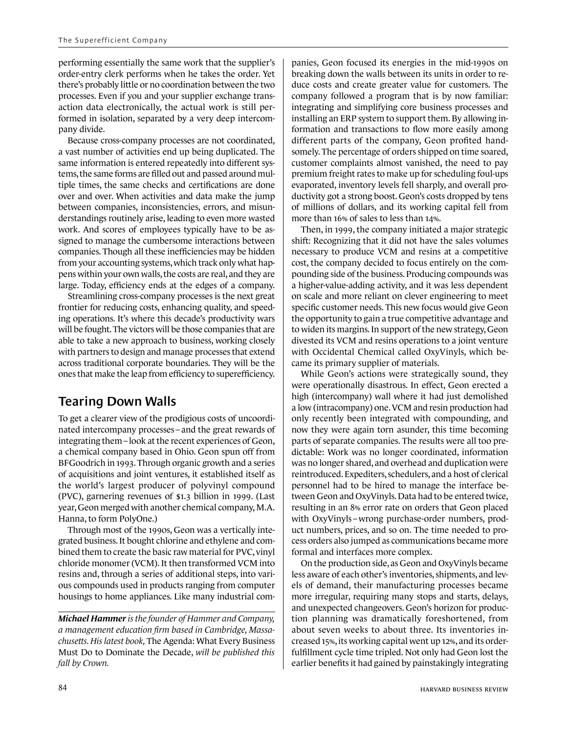performing essentially the same work that the supplier's order-entry clerk performs when he takes the order. Yet there's probably little or no coordination between the two processes. Even if you and your supplier exchange transaction data electronically, the actual work is still performed in isolation, separated by a very deep intercompany divide.

Because cross-company processes are not coordinated, a vast number of activities end up being duplicated. The same information is entered repeatedly into different systems, the same forms are filled out and passed around multiple times, the same checks and certifications are done over and over. When activities and data make the jump between companies, inconsistencies, errors, and misunderstandings routinely arise, leading to even more wasted work. And scores of employees typically have to be assigned to manage the cumbersome interactions between companies. Though all these inefficiencies may be hidden from your accounting systems, which track only what happens within your own walls, the costs are real, and they are large. Today, efficiency ends at the edges of a company.

Streamlining cross-company processes is the next great frontier for reducing costs, enhancing quality, and speeding operations. It's where this decade's productivity wars will be fought. The victors will be those companies that are able to take a new approach to business, working closely with partners to design and manage processes that extend across traditional corporate boundaries. They will be the ones that make the leap from efficiency to superefficiency.

## Tearing Down Walls

To get a clearer view of the prodigious costs of uncoordinated intercompany processes – and the great rewards of integrating them – look at the recent experiences of Geon, a chemical company based in Ohio. Geon spun off from BFGoodrich in 1993. Through organic growth and a series of acquisitions and joint ventures, it established itself as the world's largest producer of polyvinyl compound (PVC), garnering revenues of $1.3 billion in 1999. (Last year, Geon merged with another chemical company, M.A. Hanna, to form PolyOne.)

Through most of the 1990s, Geon was a vertically integrated business. It bought chlorine and ethylene and combined them to create the basic raw material for PVC, vinyl chloride monomer (VCM). It then transformed VCM into resins and, through a series of additional steps, into various compounds used in products ranging from computer housings to home appliances. Like many industrial companies, Geon focused its energies in the mid-1990s on breaking down the walls between its units in order to reduce costs and create greater value for customers. The company followed a program that is by now familiar: integrating and simplifying core business processes and installing an ERP system to support them. By allowing information and transactions to flow more easily among different parts of the company, Geon profited handsomely. The percentage of orders shipped on time soared, customer complaints almost vanished, the need to pay premium freight rates to make up for scheduling foul-ups evaporated, inventory levels fell sharply, and overall productivity got a strong boost. Geon's costs dropped by tens of millions of dollars, and its working capital fell from more than 16% of sales to less than 14%.

Then, in 1999, the company initiated a major strategic shift: Recognizing that it did not have the sales volumes necessary to produce VCM and resins at a competitive cost, the company decided to focus entirely on the compounding side of the business. Producing compounds was a higher-value-adding activity, and it was less dependent on scale and more reliant on clever engineering to meet specific customer needs. This new focus would give Geon the opportunity to gain a true competitive advantage and to widen its margins. In support of the new strategy, Geon divested its VCM and resins operations to a joint venture with Occidental Chemical called OxyVinyls, which became its primary supplier of materials.

While Geon's actions were strategically sound, they were operationally disastrous. In effect, Geon erected a high (intercompany) wall where it had just demolished a low (intracompany) one. VCM and resin production had only recently been integrated with compounding, and now they were again torn asunder, this time becoming parts of separate companies. The results were all too predictable: Work was no longer coordinated, information was no longer shared, and overhead and duplication were reintroduced. Expediters, schedulers, and a host of clerical personnel had to be hired to manage the interface between Geon and OxyVinyls. Data had to be entered twice, resulting in an 8% error rate on orders that Geon placed with OxyVinyls – wrong purchase-order numbers, product numbers, prices, and so on. The time needed to process orders also jumped as communications became more formal and interfaces more complex.

On the production side, as Geon and OxyVinyls became less aware of each other's inventories, shipments, and levels of demand, their manufacturing processes became more irregular, requiring many stops and starts, delays, and unexpected changeovers. Geon's horizon for production planning was dramatically foreshortened, from about seven weeks to about three. Its inventories increased 15%, its working capital went up 12%, and its order-fulfillment cycle time tripled. Not only had Geon lost the earlier benefits it had gained by painstakingly integrating

***Michael Hammer** is the founder of Hammer and Company, a management education firm based in Cambridge, Massachusetts. His latest book,* The Agenda: What Every Business Must Do to Dominate the Decade, *will be published this fall by Crown.*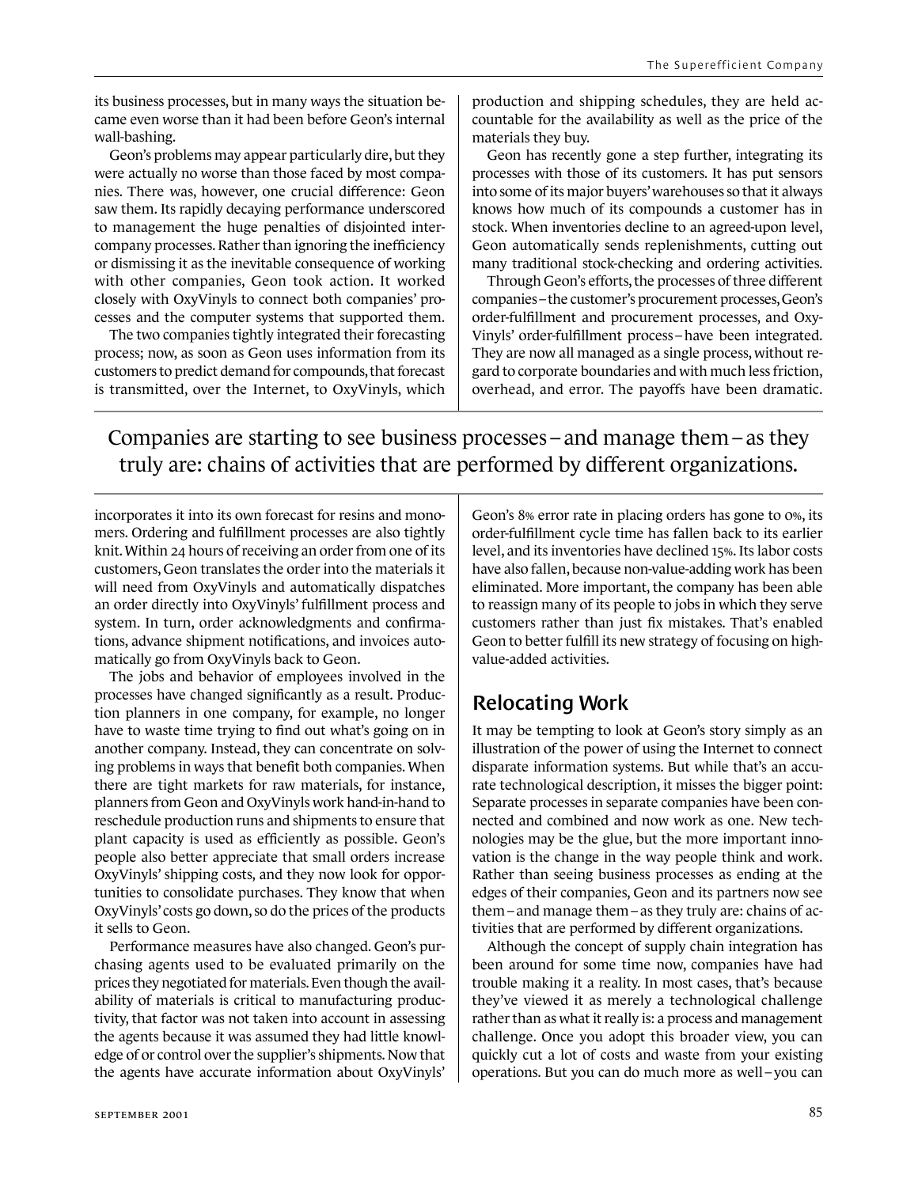its business processes, but in many ways the situation became even worse than it had been before Geon's internal wall-bashing.

Geon's problems may appear particularly dire, but they were actually no worse than those faced by most companies. There was, however, one crucial difference: Geon saw them. Its rapidly decaying performance underscored to management the huge penalties of disjointed intercompany processes. Rather than ignoring the inefficiency or dismissing it as the inevitable consequence of working with other companies, Geon took action. It worked closely with OxyVinyls to connect both companies' processes and the computer systems that supported them.

The two companies tightly integrated their forecasting process; now, as soon as Geon uses information from its customers to predict demand for compounds, that forecast is transmitted, over the Internet, to OxyVinyls, which incorporates it into its own forecast for resins and monomers. Ordering and fulfillment processes are also tightly knit. Within 24 hours of receiving an order from one of its customers, Geon translates the order into the materials it will need from OxyVinyls and automatically dispatches an order directly into OxyVinyls' fulfillment process and system. In turn, order acknowledgments and confirmations, advance shipment notifications, and invoices automatically go from OxyVinyls back to Geon.

The jobs and behavior of employees involved in the processes have changed significantly as a result. Production planners in one company, for example, no longer have to waste time trying to find out what's going on in another company. Instead, they can concentrate on solving problems in ways that benefit both companies. When there are tight markets for raw materials, for instance, planners from Geon and OxyVinyls work hand-in-hand to reschedule production runs and shipments to ensure that plant capacity is used as efficiently as possible. Geon's people also better appreciate that small orders increase OxyVinyls' shipping costs, and they now look for opportunities to consolidate purchases. They know that when OxyVinyls' costs go down, so do the prices of the products it sells to Geon.

Performance measures have also changed. Geon's purchasing agents used to be evaluated primarily on the prices they negotiated for materials. Even though the availability of materials is critical to manufacturing productivity, that factor was not taken into account in assessing the agents because it was assumed they had little knowledge of or control over the supplier's shipments. Now that the agents have accurate information about OxyVinyls' production and shipping schedules, they are held accountable for the availability as well as the price of the materials they buy.

Geon has recently gone a step further, integrating its processes with those of its customers. It has put sensors into some of its major buyers' warehouses so that it always knows how much of its compounds a customer has in stock. When inventories decline to an agreed-upon level, Geon automatically sends replenishments, cutting out many traditional stock-checking and ordering activities.

Through Geon's efforts, the processes of three different companies – the customer's procurement processes, Geon's order-fulfillment and procurement processes, and OxyVinyls' order-fulfillment process – have been integrated. They are now all managed as a single process, without regard to corporate boundaries and with much less friction, overhead, and error. The payoffs have been dramatic. Geon's 8% error rate in placing orders has gone to 0%, its order-fulfillment cycle time has fallen back to its earlier level, and its inventories have declined 15%. Its labor costs have also fallen, because non-value-adding work has been eliminated. More important, the company has been able to reassign many of its people to jobs in which they serve customers rather than just fix mistakes. That's enabled Geon to better fulfill its new strategy of focusing on high-value-added activities.

> Companies are starting to see business processes – and manage them – as they truly are: chains of activities that are performed by different organizations.

## Relocating Work

It may be tempting to look at Geon's story simply as an illustration of the power of using the Internet to connect disparate information systems. But while that's an accurate technological description, it misses the bigger point: Separate processes in separate companies have been connected and combined and now work as one. New technologies may be the glue, but the more important innovation is the change in the way people think and work. Rather than seeing business processes as ending at the edges of their companies, Geon and its partners now see them – and manage them – as they truly are: chains of activities that are performed by different organizations.

Although the concept of supply chain integration has been around for some time now, companies have had trouble making it a reality. In most cases, that's because they've viewed it as merely a technological challenge rather than as what it really is: a process and management challenge. Once you adopt this broader view, you can quickly cut a lot of costs and waste from your existing operations. But you can do much more as well – you can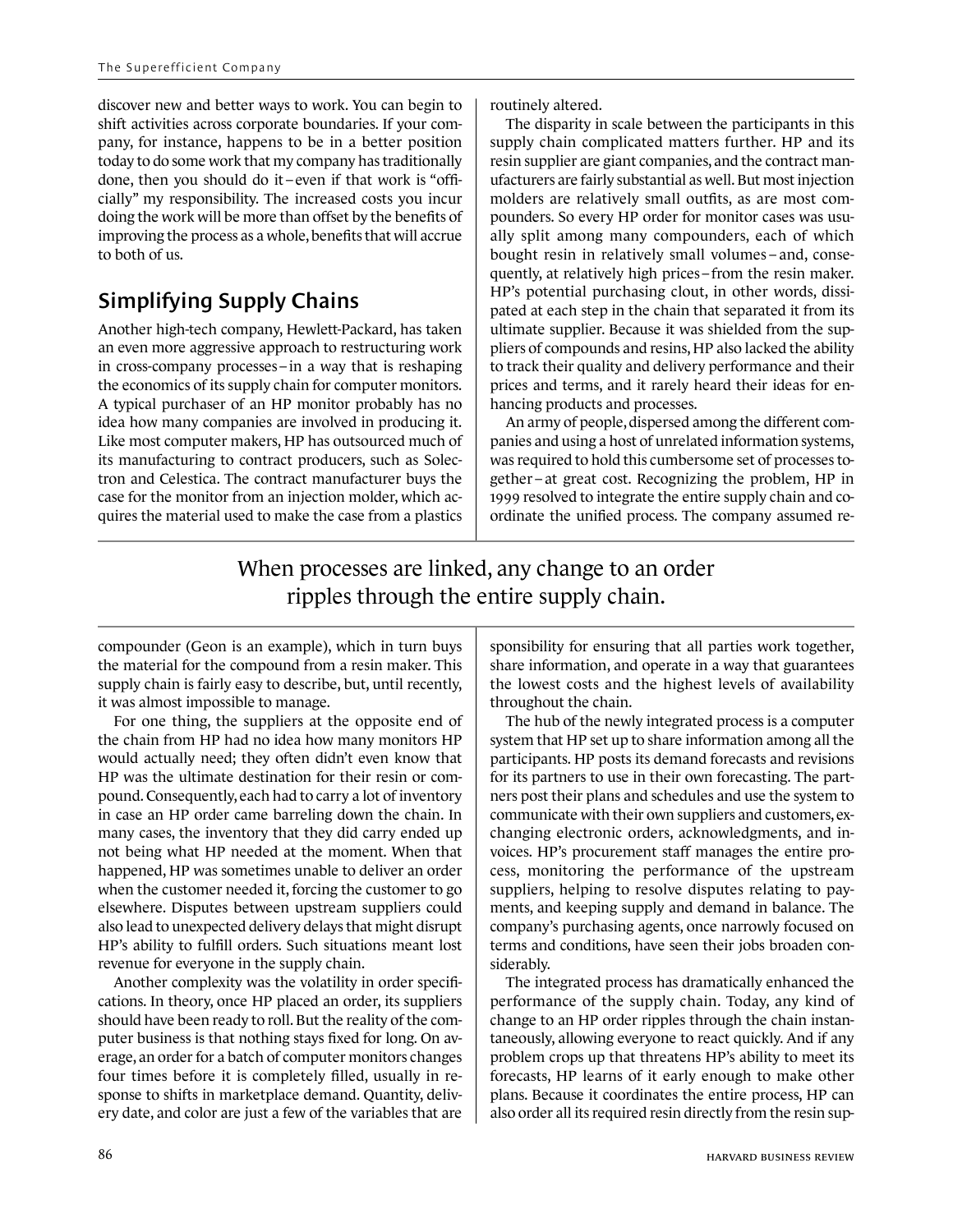discover new and better ways to work. You can begin to shift activities across corporate boundaries. If your company, for instance, happens to be in a better position today to do some work that my company has traditionally done, then you should do it – even if that work is "officially" my responsibility. The increased costs you incur doing the work will be more than offset by the benefits of improving the process as a whole, benefits that will accrue to both of us.

## Simplifying Supply Chains

Another high-tech company, Hewlett-Packard, has taken an even more aggressive approach to restructuring work in cross-company processes – in a way that is reshaping the economics of its supply chain for computer monitors. A typical purchaser of an HP monitor probably has no idea how many companies are involved in producing it. Like most computer makers, HP has outsourced much of its manufacturing to contract producers, such as Solectron and Celestica. The contract manufacturer buys the case for the monitor from an injection molder, which acquires the material used to make the case from a plastics compounder (Geon is an example), which in turn buys the material for the compound from a resin maker. This supply chain is fairly easy to describe, but, until recently, it was almost impossible to manage.

For one thing, the suppliers at the opposite end of the chain from HP had no idea how many monitors HP would actually need; they often didn't even know that HP was the ultimate destination for their resin or compound. Consequently, each had to carry a lot of inventory in case an HP order came barreling down the chain. In many cases, the inventory that they did carry ended up not being what HP needed at the moment. When that happened, HP was sometimes unable to deliver an order when the customer needed it, forcing the customer to go elsewhere. Disputes between upstream suppliers could also lead to unexpected delivery delays that might disrupt HP's ability to fulfill orders. Such situations meant lost revenue for everyone in the supply chain.

Another complexity was the volatility in order specifications. In theory, once HP placed an order, its suppliers should have been ready to roll. But the reality of the computer business is that nothing stays fixed for long. On average, an order for a batch of computer monitors changes four times before it is completely filled, usually in response to shifts in marketplace demand. Quantity, delivery date, and color are just a few of the variables that are routinely altered.

The disparity in scale between the participants in this supply chain complicated matters further. HP and its resin supplier are giant companies, and the contract manufacturers are fairly substantial as well. But most injection molders are relatively small outfits, as are most compounders. So every HP order for monitor cases was usually split among many compounders, each of which bought resin in relatively small volumes – and, consequently, at relatively high prices – from the resin maker. HP's potential purchasing clout, in other words, dissipated at each step in the chain that separated it from its ultimate supplier. Because it was shielded from the suppliers of compounds and resins, HP also lacked the ability to track their quality and delivery performance and their prices and terms, and it rarely heard their ideas for enhancing products and processes.

An army of people, dispersed among the different companies and using a host of unrelated information systems, was required to hold this cumbersome set of processes together – at great cost. Recognizing the problem, HP in 1999 resolved to integrate the entire supply chain and coordinate the unified process. The company assumed responsibility for ensuring that all parties work together, share information, and operate in a way that guarantees the lowest costs and the highest levels of availability throughout the chain.

> When processes are linked, any change to an order ripples through the entire supply chain.

The hub of the newly integrated process is a computer system that HP set up to share information among all the participants. HP posts its demand forecasts and revisions for its partners to use in their own forecasting. The partners post their plans and schedules and use the system to communicate with their own suppliers and customers, exchanging electronic orders, acknowledgments, and invoices. HP's procurement staff manages the entire process, monitoring the performance of the upstream suppliers, helping to resolve disputes relating to payments, and keeping supply and demand in balance. The company's purchasing agents, once narrowly focused on terms and conditions, have seen their jobs broaden considerably.

The integrated process has dramatically enhanced the performance of the supply chain. Today, any kind of change to an HP order ripples through the chain instantaneously, allowing everyone to react quickly. And if any problem crops up that threatens HP's ability to meet its forecasts, HP learns of it early enough to make other plans. Because it coordinates the entire process, HP can also order all its required resin directly from the resin sup-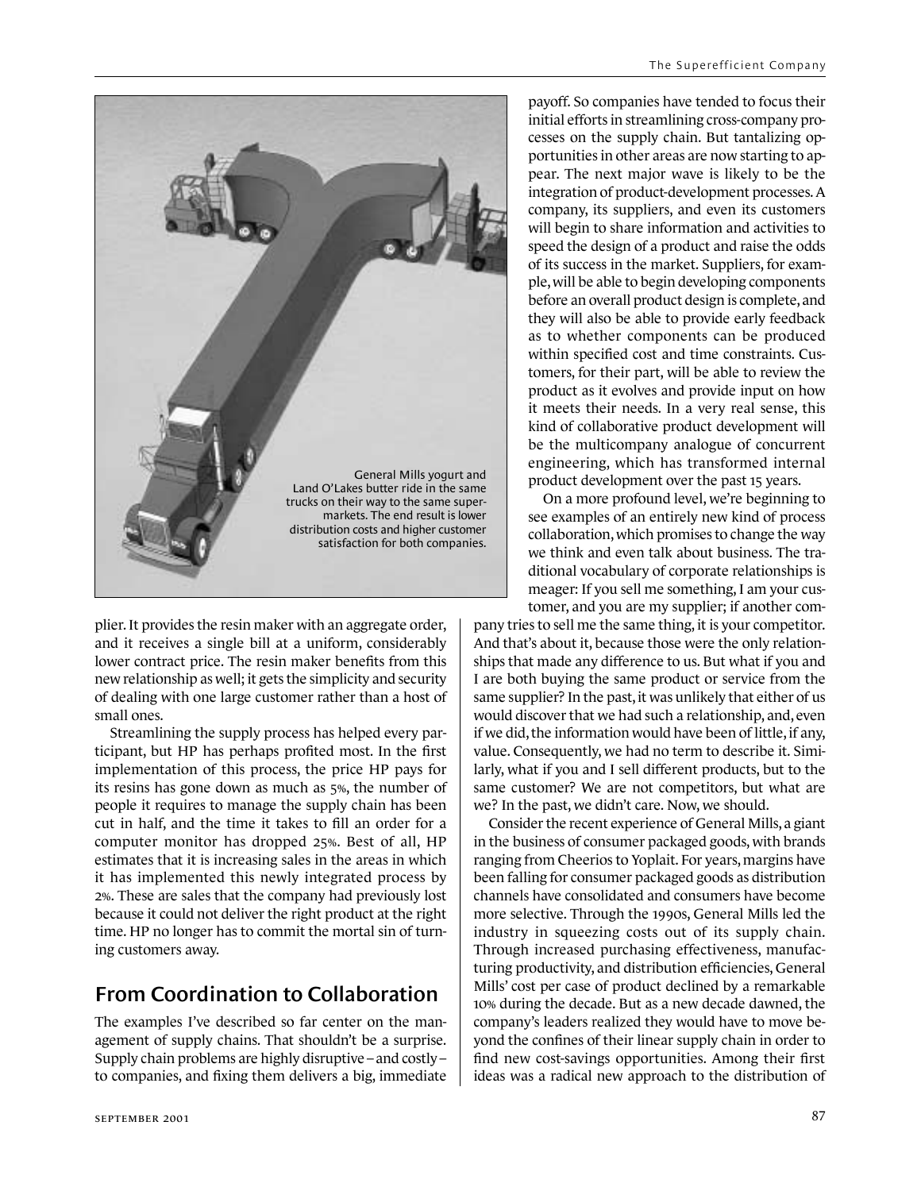General Mills yogurt and Land O'Lakes butter ride in the same trucks on their way to the same supermarkets. The end result is lower distribution costs and higher customer satisfaction for both companies.

plier. It provides the resin maker with an aggregate order, and it receives a single bill at a uniform, considerably lower contract price. The resin maker benefits from this new relationship as well; it gets the simplicity and security of dealing with one large customer rather than a host of small ones.

Streamlining the supply process has helped every participant, but HP has perhaps profited most. In the first implementation of this process, the price HP pays for its resins has gone down as much as 5%, the number of people it requires to manage the supply chain has been cut in half, and the time it takes to fill an order for a computer monitor has dropped 25%. Best of all, HP estimates that it is increasing sales in the areas in which it has implemented this newly integrated process by 2%. These are sales that the company had previously lost because it could not deliver the right product at the right time. HP no longer has to commit the mortal sin of turning customers away.

## From Coordination to Collaboration

The examples I've described so far center on the management of supply chains. That shouldn't be a surprise. Supply chain problems are highly disruptive – and costly – to companies, and fixing them delivers a big, immediate payoff. So companies have tended to focus their initial efforts in streamlining cross-company processes on the supply chain. But tantalizing opportunities in other areas are now starting to appear. The next major wave is likely to be the integration of product-development processes. A company, its suppliers, and even its customers will begin to share information and activities to speed the design of a product and raise the odds of its success in the market. Suppliers, for example, will be able to begin developing components before an overall product design is complete, and they will also be able to provide early feedback as to whether components can be produced within specified cost and time constraints. Customers, for their part, will be able to review the product as it evolves and provide input on how it meets their needs. In a very real sense, this kind of collaborative product development will be the multicompany analogue of concurrent engineering, which has transformed internal product development over the past 15 years.

On a more profound level, we're beginning to see examples of an entirely new kind of process collaboration, which promises to change the way we think and even talk about business. The traditional vocabulary of corporate relationships is meager: If you sell me something, I am your customer, and you are my supplier; if another company tries to sell me the same thing, it is your competitor. And that's about it, because those were the only relationships that made any difference to us. But what if you and I are both buying the same product or service from the same supplier? In the past, it was unlikely that either of us would discover that we had such a relationship, and, even if we did, the information would have been of little, if any, value. Consequently, we had no term to describe it. Similarly, what if you and I sell different products, but to the same customer? We are not competitors, but what are we? In the past, we didn't care. Now, we should.

Consider the recent experience of General Mills, a giant in the business of consumer packaged goods, with brands ranging from Cheerios to Yoplait. For years, margins have been falling for consumer packaged goods as distribution channels have consolidated and consumers have become more selective. Through the 1990s, General Mills led the industry in squeezing costs out of its supply chain. Through increased purchasing effectiveness, manufacturing productivity, and distribution efficiencies, General Mills' cost per case of product declined by a remarkable 10% during the decade. But as a new decade dawned, the company's leaders realized they would have to move beyond the confines of their linear supply chain in order to find new cost-savings opportunities. Among their first ideas was a radical new approach to the distribution of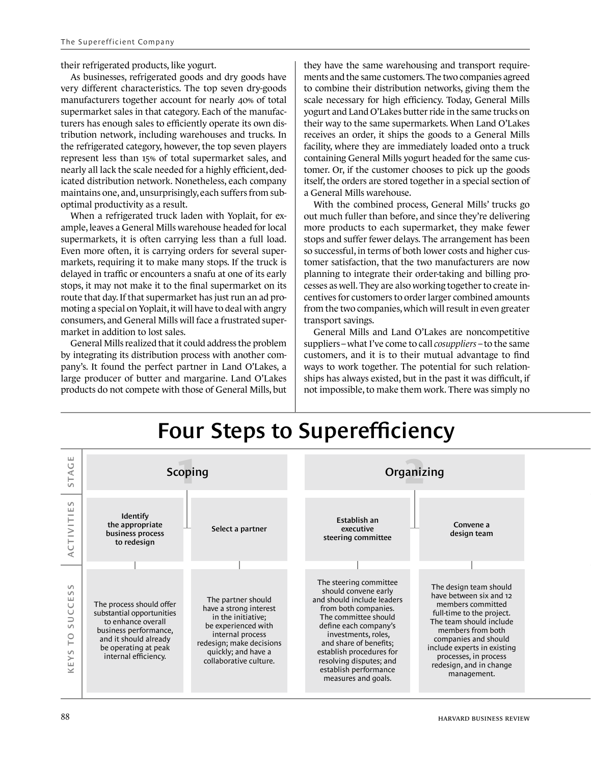their refrigerated products, like yogurt.

As businesses, refrigerated goods and dry goods have very different characteristics. The top seven dry-goods manufacturers together account for nearly 40% of total supermarket sales in that category. Each of the manufacturers has enough sales to efficiently operate its own distribution network, including warehouses and trucks. In the refrigerated category, however, the top seven players represent less than 15% of total supermarket sales, and nearly all lack the scale needed for a highly efficient, dedicated distribution network. Nonetheless, each company maintains one, and, unsurprisingly, each suffers from suboptimal productivity as a result.

When a refrigerated truck laden with Yoplait, for example, leaves a General Mills warehouse headed for local supermarkets, it is often carrying less than a full load. Even more often, it is carrying orders for several supermarkets, requiring it to make many stops. If the truck is delayed in traffic or encounters a snafu at one of its early stops, it may not make it to the final supermarket on its route that day. If that supermarket has just run an ad promoting a special on Yoplait, it will have to deal with angry consumers, and General Mills will face a frustrated supermarket in addition to lost sales.

General Mills realized that it could address the problem by integrating its distribution process with another company's. It found the perfect partner in Land O'Lakes, a large producer of butter and margarine. Land O'Lakes products do not compete with those of General Mills, but they have the same warehousing and transport requirements and the same customers. The two companies agreed to combine their distribution networks, giving them the scale necessary for high efficiency. Today, General Mills yogurt and Land O'Lakes butter ride in the same trucks on their way to the same supermarkets. When Land O'Lakes receives an order, it ships the goods to a General Mills facility, where they are immediately loaded onto a truck containing General Mills yogurt headed for the same customer. Or, if the customer chooses to pick up the goods itself, the orders are stored together in a special section of a General Mills warehouse.

With the combined process, General Mills' trucks go out much fuller than before, and since they're delivering more products to each supermarket, they make fewer stops and suffer fewer delays. The arrangement has been so successful, in terms of both lower costs and higher customer satisfaction, that the two manufacturers are now planning to integrate their order-taking and billing processes as well. They are also working together to create incentives for customers to order larger combined amounts from the two companies, which will result in even greater transport savings.

General Mills and Land O'Lakes are noncompetitive suppliers – what I've come to call *cosuppliers* – to the same customers, and it is to their mutual advantage to find ways to work together. The potential for such relationships has always existed, but in the past it was difficult, if not impossible, to make them work. There was simply no

## Four Steps to Superefficiency

| STAGE | 1 Scoping | | 2 Organizing | |
|---|---|---|---|---|
| ACTIVITIES | Identify the appropriate business process to redesign | Select a partner | Establish an executive steering committee | Convene a design team |
| KEYS TO SUCCESS | The process should offer substantial opportunities to enhance overall business performance, and it should already be operating at peak internal efficiency. | The partner should have a strong interest in the initiative; be experienced with internal process redesign; make decisions quickly; and have a collaborative culture. | The steering committee should convene early and should include leaders from both companies. The committee should define each company's investments, roles, and share of benefits; establish procedures for resolving disputes; and establish performance measures and goals. | The design team should have between six and 12 members committed full-time to the project. The team should include members from both companies and should include experts in existing processes, in process redesign, and in change management. |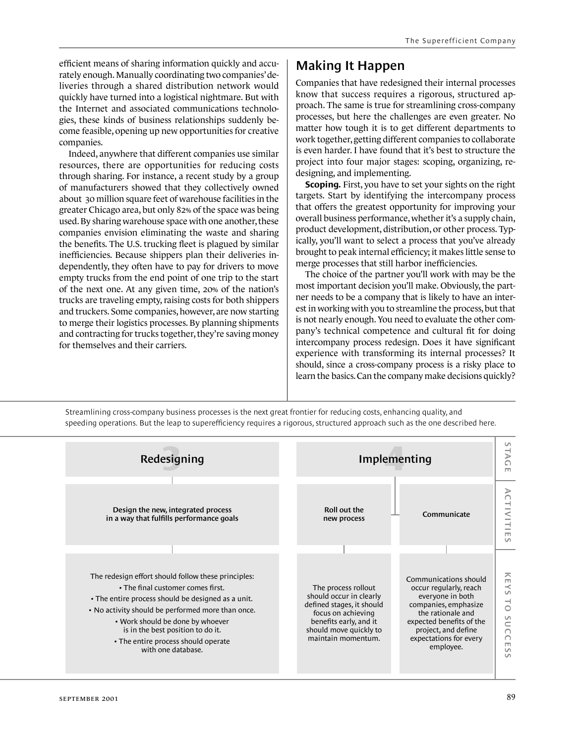efficient means of sharing information quickly and accurately enough. Manually coordinating two companies' deliveries through a shared distribution network would quickly have turned into a logistical nightmare. But with the Internet and associated communications technologies, these kinds of business relationships suddenly become feasible, opening up new opportunities for creative companies.

Indeed, anywhere that different companies use similar resources, there are opportunities for reducing costs through sharing. For instance, a recent study by a group of manufacturers showed that they collectively owned about 30 million square feet of warehouse facilities in the greater Chicago area, but only 82% of the space was being used. By sharing warehouse space with one another, these companies envision eliminating the waste and sharing the benefits. The U.S. trucking fleet is plagued by similar inefficiencies. Because shippers plan their deliveries independently, they often have to pay for drivers to move empty trucks from the end point of one trip to the start of the next one. At any given time, 20% of the nation's trucks are traveling empty, raising costs for both shippers and truckers. Some companies, however, are now starting to merge their logistics processes. By planning shipments and contracting for trucks together, they're saving money for themselves and their carriers.

## Making It Happen

Companies that have redesigned their internal processes know that success requires a rigorous, structured approach. The same is true for streamlining cross-company processes, but here the challenges are even greater. No matter how tough it is to get different departments to work together, getting different companies to collaborate is even harder. I have found that it's best to structure the project into four major stages: scoping, organizing, redesigning, and implementing.

**Scoping.** First, you have to set your sights on the right targets. Start by identifying the intercompany process that offers the greatest opportunity for improving your overall business performance, whether it's a supply chain, product development, distribution, or other process. Typically, you'll want to select a process that you've already brought to peak internal efficiency; it makes little sense to merge processes that still harbor inefficiencies.

The choice of the partner you'll work with may be the most important decision you'll make. Obviously, the partner needs to be a company that is likely to have an interest in working with you to streamline the process, but that is not nearly enough. You need to evaluate the other company's technical competence and cultural fit for doing intercompany process redesign. Does it have significant experience with transforming its internal processes? It should, since a cross-company process is a risky place to learn the basics. Can the company make decisions quickly?

Streamlining cross-company business processes is the next great frontier for reducing costs, enhancing quality, and speeding operations. But the leap to superefficiency requires a rigorous, structured approach such as the one described here.

| STAGE | 3 Redesigning | 4 Implementing | |
|---|---|---|---|
| ACTIVITIES | Design the new, integrated process in a way that fulfills performance goals | Roll out the new process | Communicate |
| KEYS TO SUCCESS | The redesign effort should follow these principles: • The final customer comes first. • The entire process should be designed as a unit. • No activity should be performed more than once. • Work should be done by whoever is in the best position to do it. • The entire process should operate with one database. | The process rollout should occur in clearly defined stages, it should focus on achieving benefits early, and it should move quickly to maintain momentum. | Communications should occur regularly, reach everyone in both companies, emphasize the rationale and expected benefits of the project, and define expectations for every employee. |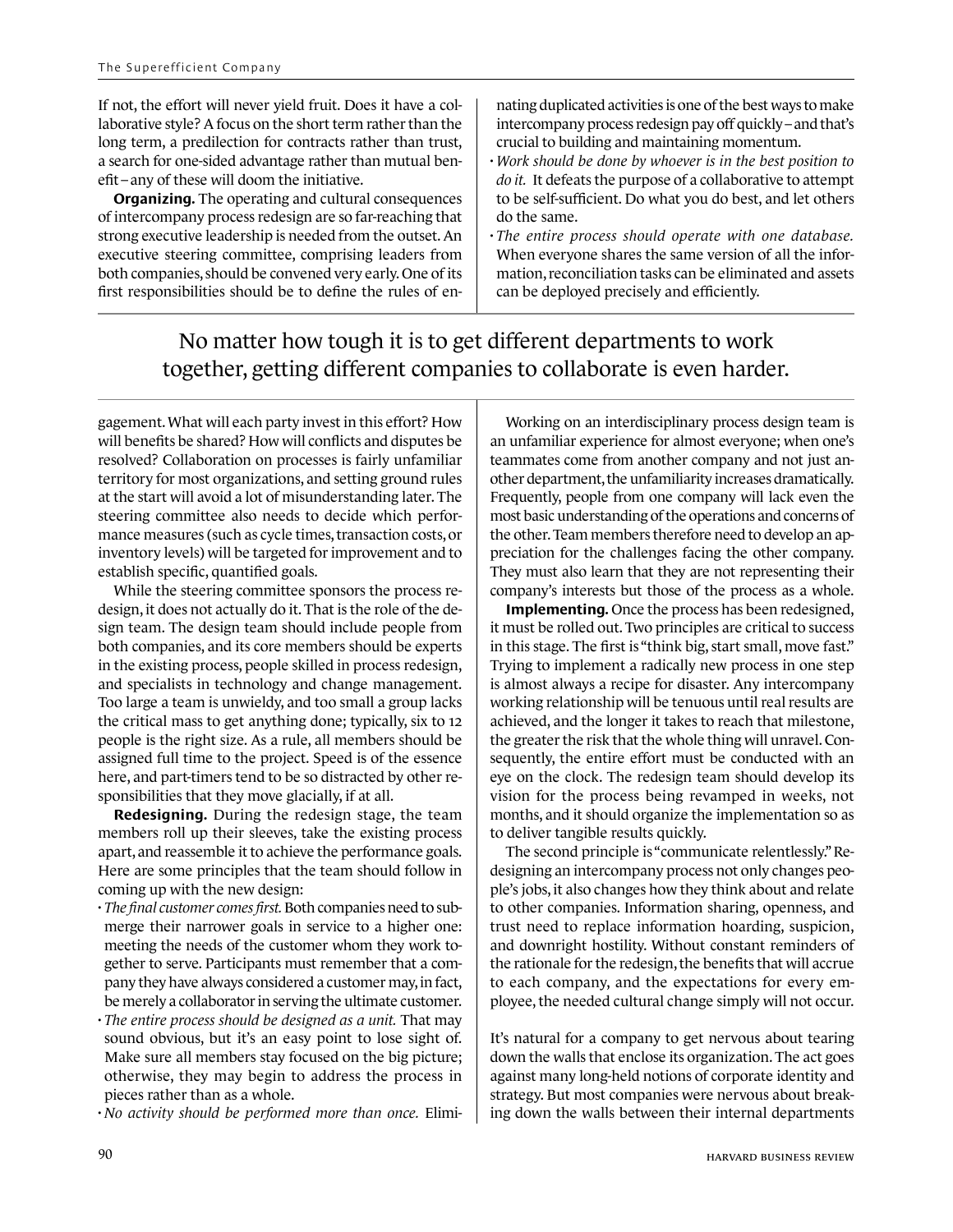If not, the effort will never yield fruit. Does it have a collaborative style? A focus on the short term rather than the long term, a predilection for contracts rather than trust, a search for one-sided advantage rather than mutual benefit – any of these will doom the initiative.

**Organizing.** The operating and cultural consequences of intercompany process redesign are so far-reaching that strong executive leadership is needed from the outset. An executive steering committee, comprising leaders from both companies, should be convened very early. One of its first responsibilities should be to define the rules of engagement. What will each party invest in this effort? How will benefits be shared? How will conflicts and disputes be resolved? Collaboration on processes is fairly unfamiliar territory for most organizations, and setting ground rules at the start will avoid a lot of misunderstanding later. The steering committee also needs to decide which performance measures (such as cycle times, transaction costs, or inventory levels) will be targeted for improvement and to establish specific, quantified goals.

While the steering committee sponsors the process redesign, it does not actually do it. That is the role of the design team. The design team should include people from both companies, and its core members should be experts in the existing process, people skilled in process redesign, and specialists in technology and change management. Too large a team is unwieldy, and too small a group lacks the critical mass to get anything done; typically, six to 12 people is the right size. As a rule, all members should be assigned full time to the project. Speed is of the essence here, and part-timers tend to be so distracted by other responsibilities that they move glacially, if at all.

**Redesigning.** During the redesign stage, the team members roll up their sleeves, take the existing process apart, and reassemble it to achieve the performance goals. Here are some principles that the team should follow in coming up with the new design:

- *The final customer comes first.* Both companies need to submerge their narrower goals in service to a higher one: meeting the needs of the customer whom they work together to serve. Participants must remember that a company they have always considered a customer may, in fact, be merely a collaborator in serving the ultimate customer.
- *The entire process should be designed as a unit.* That may sound obvious, but it's an easy point to lose sight of. Make sure all members stay focused on the big picture; otherwise, they may begin to address the process in pieces rather than as a whole.
- *No activity should be performed more than once.* Eliminating duplicated activities is one of the best ways to make intercompany process redesign pay off quickly – and that's crucial to building and maintaining momentum.
- *Work should be done by whoever is in the best position to do it.* It defeats the purpose of a collaborative to attempt to be self-sufficient. Do what you do best, and let others do the same.
- *The entire process should operate with one database.* When everyone shares the same version of all the information, reconciliation tasks can be eliminated and assets can be deployed precisely and efficiently.

> No matter how tough it is to get different departments to work together, getting different companies to collaborate is even harder.

Working on an interdisciplinary process design team is an unfamiliar experience for almost everyone; when one's teammates come from another company and not just another department, the unfamiliarity increases dramatically. Frequently, people from one company will lack even the most basic understanding of the operations and concerns of the other. Team members therefore need to develop an appreciation for the challenges facing the other company. They must also learn that they are not representing their company's interests but those of the process as a whole.

**Implementing.** Once the process has been redesigned, it must be rolled out. Two principles are critical to success in this stage. The first is "think big, start small, move fast." Trying to implement a radically new process in one step is almost always a recipe for disaster. Any intercompany working relationship will be tenuous until real results are achieved, and the longer it takes to reach that milestone, the greater the risk that the whole thing will unravel. Consequently, the entire effort must be conducted with an eye on the clock. The redesign team should develop its vision for the process being revamped in weeks, not months, and it should organize the implementation so as to deliver tangible results quickly.

The second principle is "communicate relentlessly." Redesigning an intercompany process not only changes people's jobs, it also changes how they think about and relate to other companies. Information sharing, openness, and trust need to replace information hoarding, suspicion, and downright hostility. Without constant reminders of the rationale for the redesign, the benefits that will accrue to each company, and the expectations for every employee, the needed cultural change simply will not occur.

It's natural for a company to get nervous about tearing down the walls that enclose its organization. The act goes against many long-held notions of corporate identity and strategy. But most companies were nervous about breaking down the walls between their internal departments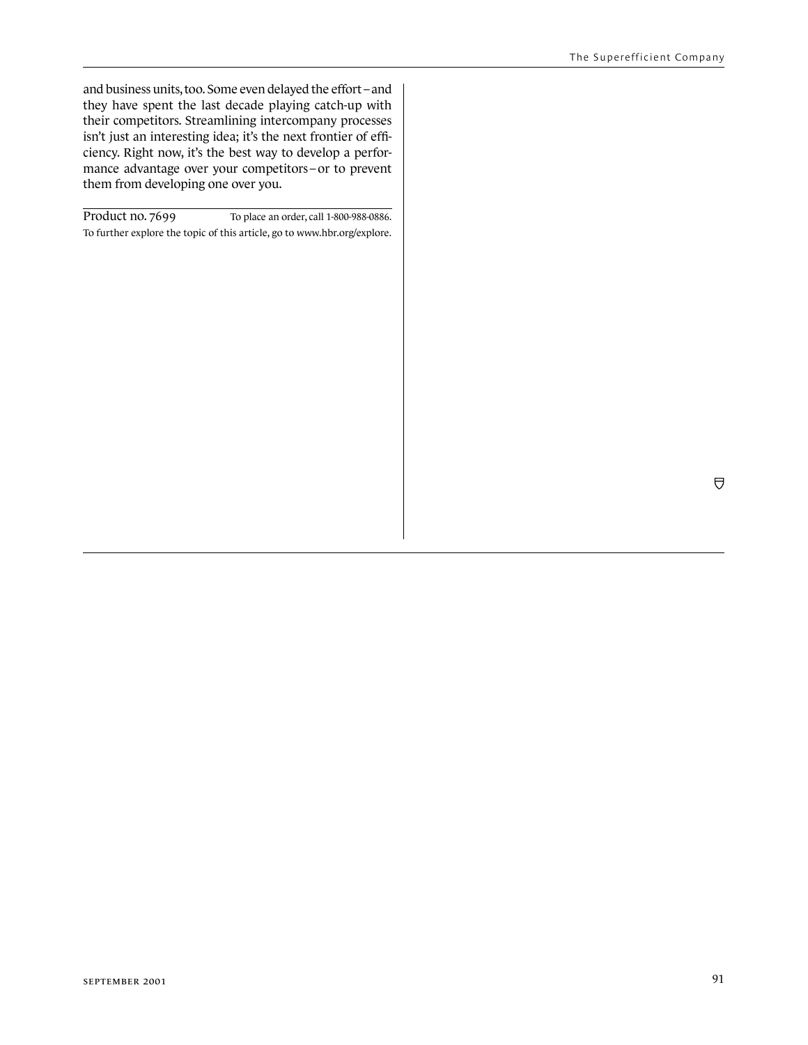and business units, too. Some even delayed the effort – and they have spent the last decade playing catch-up with their competitors. Streamlining intercompany processes isn't just an interesting idea; it's the next frontier of efficiency. Right now, it's the best way to develop a performance advantage over your competitors – or to prevent them from developing one over you.

Product no. 7699 To place an order, call 1-800-988-0886.

To further explore the topic of this article, go to www.hbr.org/explore.